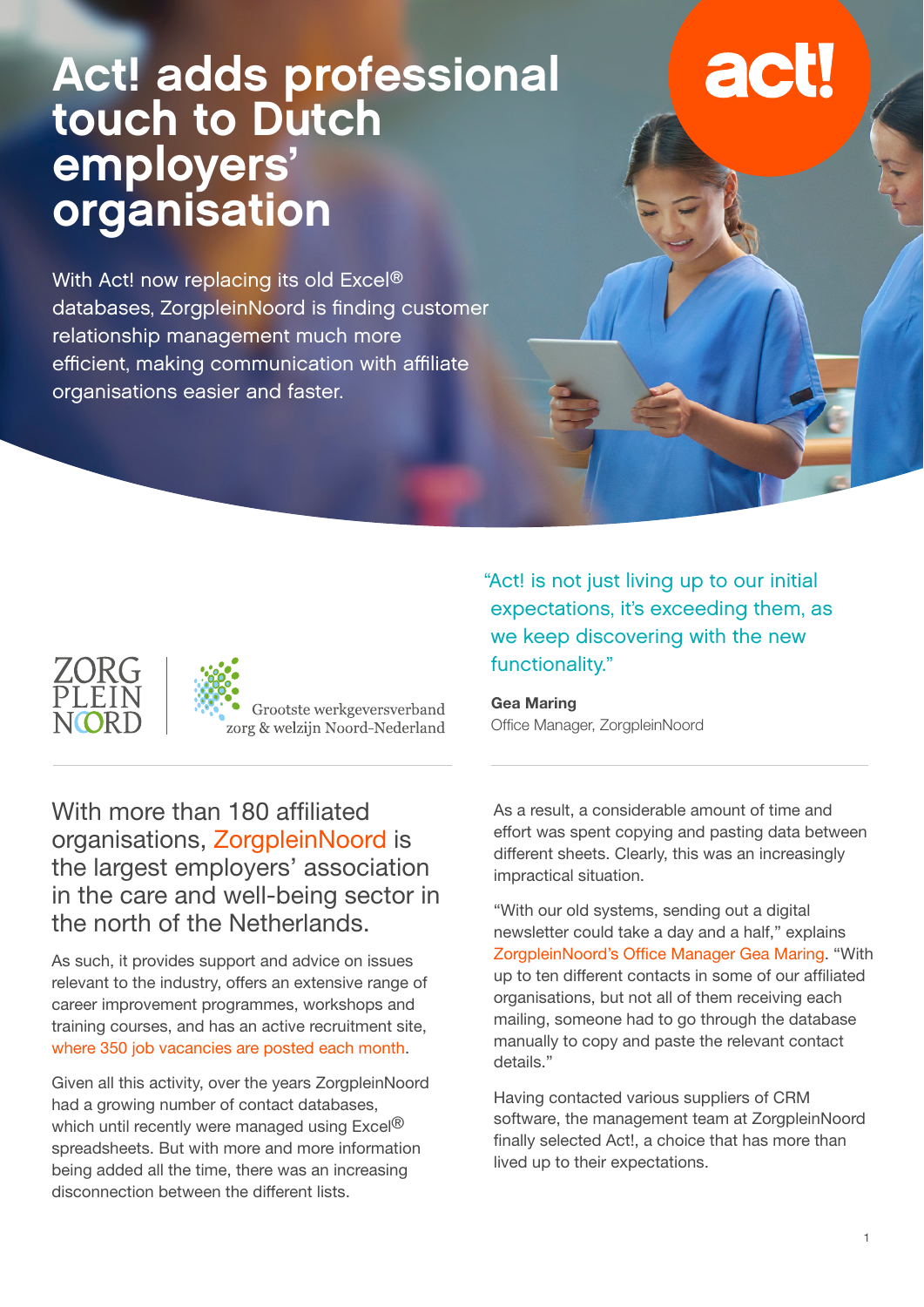# Act! adds professional touch to Dutch employers' organisation

With Act! now replacing its old Excel® databases, ZorgpleinNoord is finding customer relationship management much more efficient, making communication with affiliate organisations easier and faster.

ZORG PLEIN NOORD

Grootste werkgeversverband zorg & welzijn Noord-Nederland

> "Act! is not just living up to our initial expectations, it's exceeding them, as we keep discovering with the new functionality."
>
> **Gea Maring**
> Office Manager, ZorgpleinNoord

With more than 180 affiliated organisations, ZorgpleinNoord is the largest employers' association in the care and well-being sector in the north of the Netherlands.

As such, it provides support and advice on issues relevant to the industry, offers an extensive range of career improvement programmes, workshops and training courses, and has an active recruitment site, where 350 job vacancies are posted each month.

Given all this activity, over the years ZorgpleinNoord had a growing number of contact databases, which until recently were managed using Excel® spreadsheets. But with more and more information being added all the time, there was an increasing disconnection between the different lists.

As a result, a considerable amount of time and effort was spent copying and pasting data between different sheets. Clearly, this was an increasingly impractical situation.

"With our old systems, sending out a digital newsletter could take a day and a half," explains ZorgpleinNoord's Office Manager Gea Maring. "With up to ten different contacts in some of our affiliated organisations, but not all of them receiving each mailing, someone had to go through the database manually to copy and paste the relevant contact details."

Having contacted various suppliers of CRM software, the management team at ZorgpleinNoord finally selected Act!, a choice that has more than lived up to their expectations.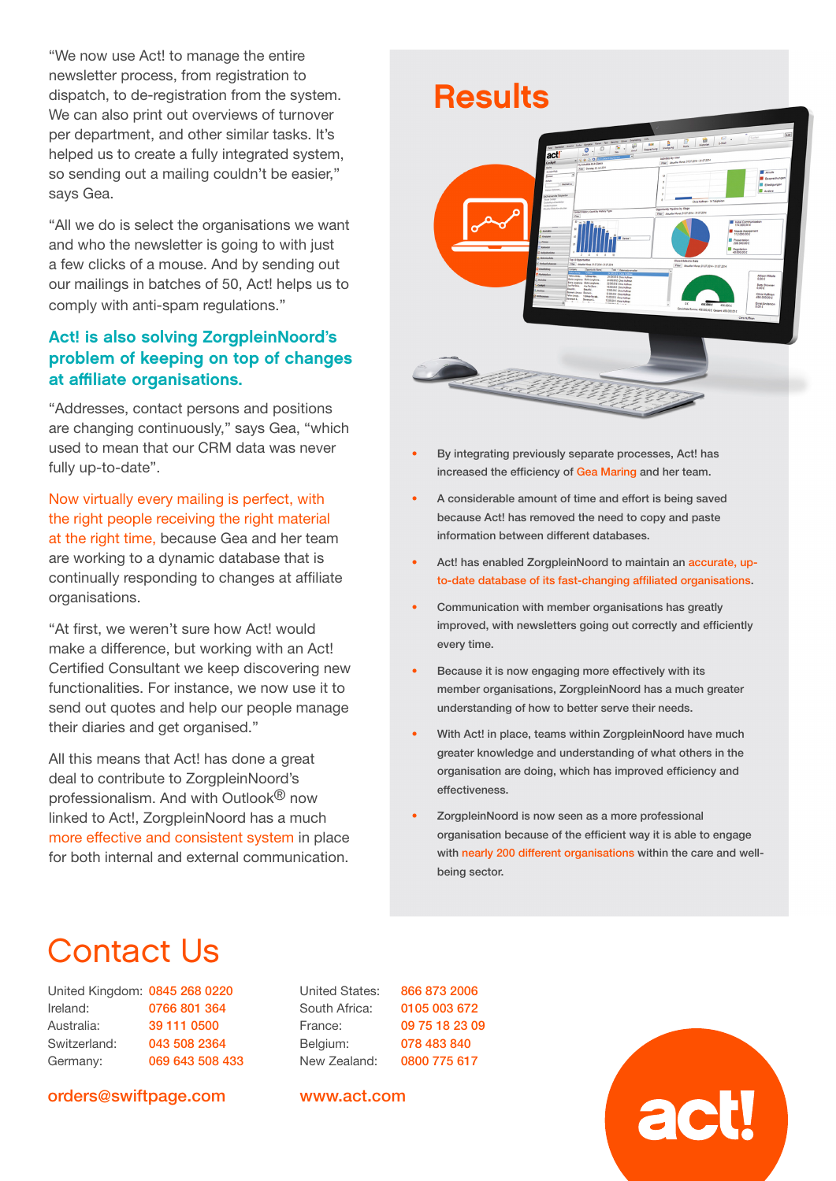"We now use Act! to manage the entire newsletter process, from registration to dispatch, to de-registration from the system. We can also print out overviews of turnover per department, and other similar tasks. It's helped us to create a fully integrated system, so sending out a mailing couldn't be easier," says Gea.

"All we do is select the organisations we want and who the newsletter is going to with just a few clicks of a mouse. And by sending out our mailings in batches of 50, Act! helps us to comply with anti-spam regulations."

### Act! is also solving ZorgpleinNoord's problem of keeping on top of changes at affiliate organisations.

"Addresses, contact persons and positions are changing continuously," says Gea, "which used to mean that our CRM data was never fully up-to-date".

Now virtually every mailing is perfect, with the right people receiving the right material at the right time, because Gea and her team are working to a dynamic database that is continually responding to changes at affiliate organisations.

"At first, we weren't sure how Act! would make a difference, but working with an Act! Certified Consultant we keep discovering new functionalities. For instance, we now use it to send out quotes and help our people manage their diaries and get organised."

All this means that Act! has done a great deal to contribute to ZorgpleinNoord's professionalism. And with Outlook® now linked to Act!, ZorgpleinNoord has a much more effective and consistent system in place for both internal and external communication.

## Results

- By integrating previously separate processes, Act! has increased the efficiency of Gea Maring and her team.
- A considerable amount of time and effort is being saved because Act! has removed the need to copy and paste information between different databases.
- Act! has enabled ZorgpleinNoord to maintain an accurate, up-to-date database of its fast-changing affiliated organisations.
- Communication with member organisations has greatly improved, with newsletters going out correctly and efficiently every time.
- Because it is now engaging more effectively with its member organisations, ZorgpleinNoord has a much greater understanding of how to better serve their needs.
- With Act! in place, teams within ZorgpleinNoord have much greater knowledge and understanding of what others in the organisation are doing, which has improved efficiency and effectiveness.
- ZorgpleinNoord is now seen as a more professional organisation because of the efficient way it is able to engage with nearly 200 different organisations within the care and well-being sector.

## Contact Us

| | | | |
|---|---|---|---|
| United Kingdom: | 0845 268 0220 | United States: | 866 873 2006 |
| Ireland: | 0766 801 364 | South Africa: | 0105 003 672 |
| Australia: | 39 111 0500 | France: | 09 75 18 23 09 |
| Switzerland: | 043 508 2364 | Belgium: | 078 483 840 |
| Germany: | 069 643 508 433 | New Zealand: | 0800 775 617 |

orders@swiftpage.com

www.act.com

act!